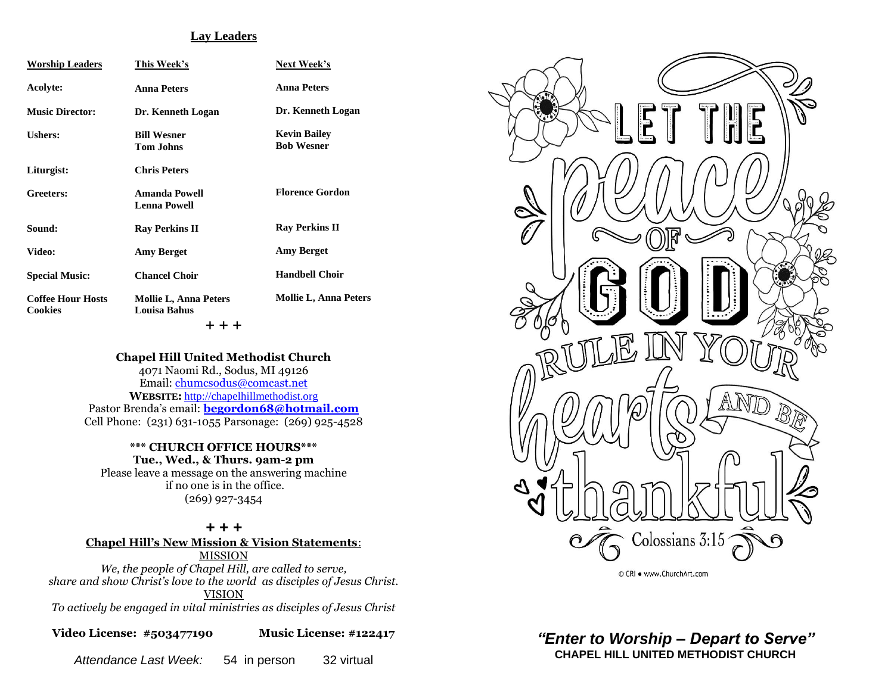## Lay Leaders

| Worship Leaders | This Week's | Next Week's |
|---|---|---|
| Acolyte: | Anna Peters | Anna Peters |
| Music Director: | Dr. Kenneth Logan | Dr. Kenneth Logan |
| Ushers: | Bill Wesner<br>Tom Johns | Kevin Bailey<br>Bob Wesner |
| Liturgist: | Chris Peters | |
| Greeters: | Amanda Powell<br>Lenna Powell | Florence Gordon |
| Sound: | Ray Perkins II | Ray Perkins II |
| Video: | Amy Berget | Amy Berget |
| Special Music: | Chancel Choir | Handbell Choir |
| Coffee Hour Hosts<br>Cookies | Mollie L, Anna Peters<br>Louisa Bahus | Mollie L, Anna Peters |

+ + +

**Chapel Hill United Methodist Church**
4071 Naomi Rd., Sodus, MI 49126
Email: chumcsodus@comcast.net
**WEBSITE:** http://chapelhillmethodist.org
Pastor Brenda's email: **begordon68@hotmail.com**
Cell Phone: (231) 631-1055 Parsonage: (269) 925-4528

**\*\*\* CHURCH OFFICE HOURS\*\*\***
**Tue., Wed., & Thurs. 9am-2 pm**
Please leave a message on the answering machine
if no one is in the office.
(269) 927-3454

+ + +

**Chapel Hill's New Mission & Vision Statements**:

MISSION

*We, the people of Chapel Hill, are called to serve, share and show Christ's love to the world as disciples of Jesus Christ.*

VISION

*To actively be engaged in vital ministries as disciples of Jesus Christ*

**Video License: #503477190** **Music License: #122417**

*Attendance Last Week:* 54 in person 32 virtual

LET THE peace OF GOD RULE IN YOUR hearts AND BE thankful
Colossians 3:15

© CRI • www.ChurchArt.com

***"Enter to Worship – Depart to Serve"***
**CHAPEL HILL UNITED METHODIST CHURCH**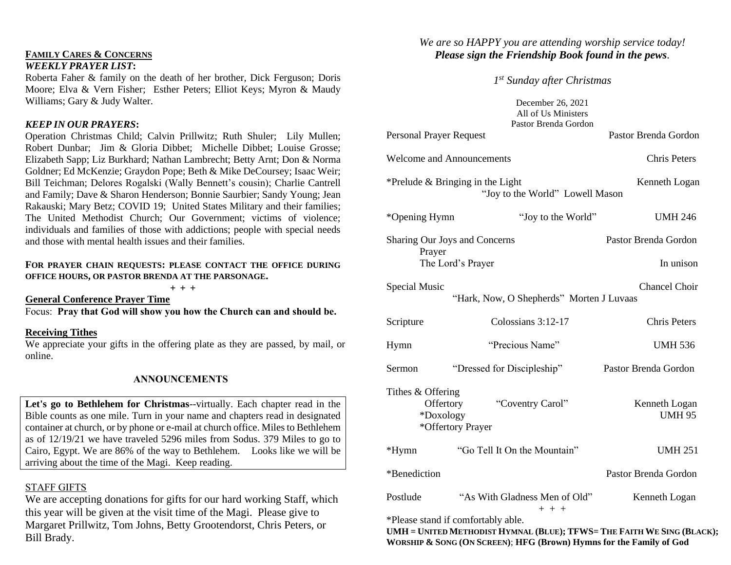## FAMILY CARES & CONCERNS

### *WEEKLY PRAYER LIST***:**

Roberta Faher & family on the death of her brother, Dick Ferguson; Doris Moore; Elva & Vern Fisher; Esther Peters; Elliot Keys; Myron & Maudy Williams; Gary & Judy Walter.

### *KEEP IN OUR PRAYERS***:**

Operation Christmas Child; Calvin Prillwitz; Ruth Shuler; Lily Mullen; Robert Dunbar; Jim & Gloria Dibbet; Michelle Dibbet; Louise Grosse; Elizabeth Sapp; Liz Burkhard; Nathan Lambrecht; Betty Arnt; Don & Norma Goldner; Ed McKenzie; Graydon Pope; Beth & Mike DeCoursey; Isaac Weir; Bill Teichman; Delores Rogalski (Wally Bennett's cousin); Charlie Cantrell and Family; Dave & Sharon Henderson; Bonnie Saurbier; Sandy Young; Jean Rakauski; Mary Betz; COVID 19; United States Military and their families; The United Methodist Church; Our Government; victims of violence; individuals and families of those with addictions; people with special needs and those with mental health issues and their families.

**FOR PRAYER CHAIN REQUESTS: PLEASE CONTACT THE OFFICE DURING OFFICE HOURS, OR PASTOR BRENDA AT THE PARSONAGE.**

+ + +

**General Conference Prayer Time**

Focus: **Pray that God will show you how the Church can and should be.**

**Receiving Tithes**

We appreciate your gifts in the offering plate as they are passed, by mail, or online.

## ANNOUNCEMENTS

**Let's go to Bethlehem for Christmas**--virtually. Each chapter read in the Bible counts as one mile. Turn in your name and chapters read in designated container at church, or by phone or e-mail at church office. Miles to Bethlehem as of 12/19/21 we have traveled 5296 miles from Sodus. 379 Miles to go to Cairo, Egypt. We are 86% of the way to Bethlehem. Looks like we will be arriving about the time of the Magi. Keep reading.

STAFF GIFTS

We are accepting donations for gifts for our hard working Staff, which this year will be given at the visit time of the Magi. Please give to Margaret Prillwitz, Tom Johns, Betty Grootendorst, Chris Peters, or Bill Brady.

*We are so HAPPY you are attending worship service today!*
***Please sign the Friendship Book found in the pews*.**

*1st Sunday after Christmas*

December 26, 2021
All of Us Ministers
Pastor Brenda Gordon

Personal Prayer Request — Pastor Brenda Gordon

Welcome and Announcements — Chris Peters

*Prelude & Bringing in the Light — Kenneth Logan
"Joy to the World" Lowell Mason

*Opening Hymn — "Joy to the World" — UMH 246

Sharing Our Joys and Concerns — Pastor Brenda Gordon
Prayer
The Lord's Prayer — In unison

Special Music — Chancel Choir
"Hark, Now, O Shepherds" Morten J Luvaas

Scripture — Colossians 3:12-17 — Chris Peters

Hymn — "Precious Name" — UMH 536

Sermon — "Dressed for Discipleship" — Pastor Brenda Gordon

Tithes & Offering
Offertory — "Coventry Carol" — Kenneth Logan
*Doxology — UMH 95
*Offertory Prayer

*Hymn — "Go Tell It On the Mountain" — UMH 251

*Benediction — Pastor Brenda Gordon

Postlude — "As With Gladness Men of Old" — Kenneth Logan

+ + +

*Please stand if comfortably able.

**UMH = UNITED METHODIST HYMNAL (BLUE); TFWS= THE FAITH WE SING (BLACK); WORSHIP & SONG (ON SCREEN)**; **HFG (Brown) Hymns for the Family of God**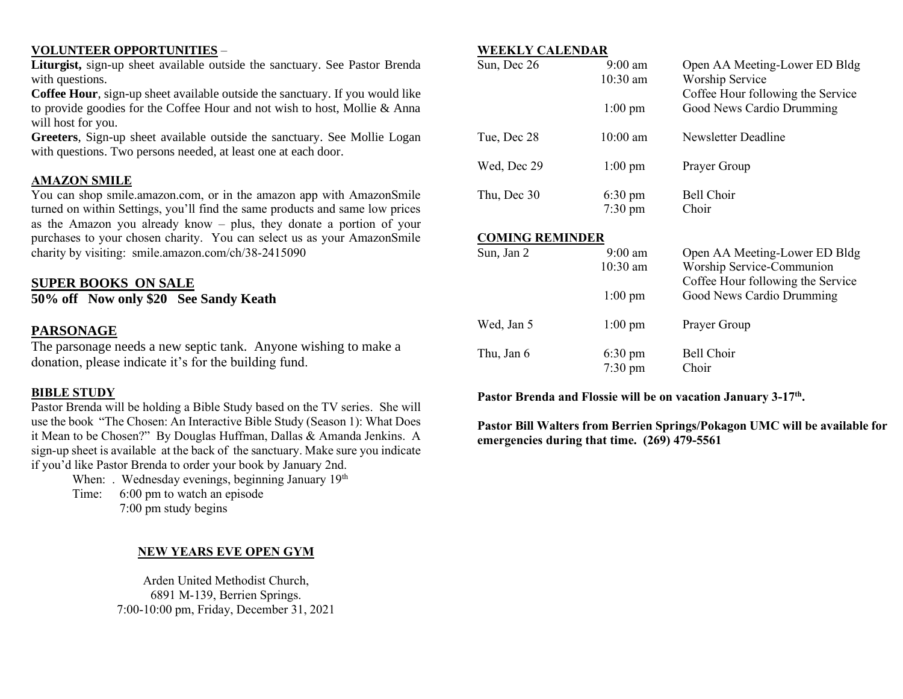## VOLUNTEER OPPORTUNITIES –

**Liturgist,** sign-up sheet available outside the sanctuary. See Pastor Brenda with questions.

**Coffee Hour**, sign-up sheet available outside the sanctuary. If you would like to provide goodies for the Coffee Hour and not wish to host, Mollie & Anna will host for you.

**Greeters**, Sign-up sheet available outside the sanctuary. See Mollie Logan with questions. Two persons needed, at least one at each door.

## AMAZON SMILE

You can shop smile.amazon.com, or in the amazon app with AmazonSmile turned on within Settings, you'll find the same products and same low prices as the Amazon you already know – plus, they donate a portion of your purchases to your chosen charity. You can select us as your AmazonSmile charity by visiting: smile.amazon.com/ch/38-2415090

## SUPER BOOKS ON SALE

**50% off Now only $20 See Sandy Keath**

## PARSONAGE

The parsonage needs a new septic tank. Anyone wishing to make a donation, please indicate it's for the building fund.

## BIBLE STUDY

Pastor Brenda will be holding a Bible Study based on the TV series. She will use the book "The Chosen: An Interactive Bible Study (Season 1): What Does it Mean to be Chosen?" By Douglas Huffman, Dallas & Amanda Jenkins. A sign-up sheet is available at the back of the sanctuary. Make sure you indicate if you'd like Pastor Brenda to order your book by January 2nd.

When: . Wednesday evenings, beginning January 19th
Time: 6:00 pm to watch an episode
7:00 pm study begins

## NEW YEARS EVE OPEN GYM

Arden United Methodist Church,
6891 M-139, Berrien Springs.
7:00-10:00 pm, Friday, December 31, 2021

## WEEKLY CALENDAR

| | | |
|---|---|---|
| Sun, Dec 26 | 9:00 am | Open AA Meeting-Lower ED Bldg |
| | 10:30 am | Worship Service |
| | | Coffee Hour following the Service |
| | 1:00 pm | Good News Cardio Drumming |
| Tue, Dec 28 | 10:00 am | Newsletter Deadline |
| Wed, Dec 29 | 1:00 pm | Prayer Group |
| Thu, Dec 30 | 6:30 pm | Bell Choir |
| | 7:30 pm | Choir |

## COMING REMINDER

| | | |
|---|---|---|
| Sun, Jan 2 | 9:00 am | Open AA Meeting-Lower ED Bldg |
| | 10:30 am | Worship Service-Communion |
| | | Coffee Hour following the Service |
| | 1:00 pm | Good News Cardio Drumming |
| Wed, Jan 5 | 1:00 pm | Prayer Group |
| Thu, Jan 6 | 6:30 pm | Bell Choir |
| | 7:30 pm | Choir |

**Pastor Brenda and Flossie will be on vacation January 3-17th.**

**Pastor Bill Walters from Berrien Springs/Pokagon UMC will be available for emergencies during that time. (269) 479-5561**